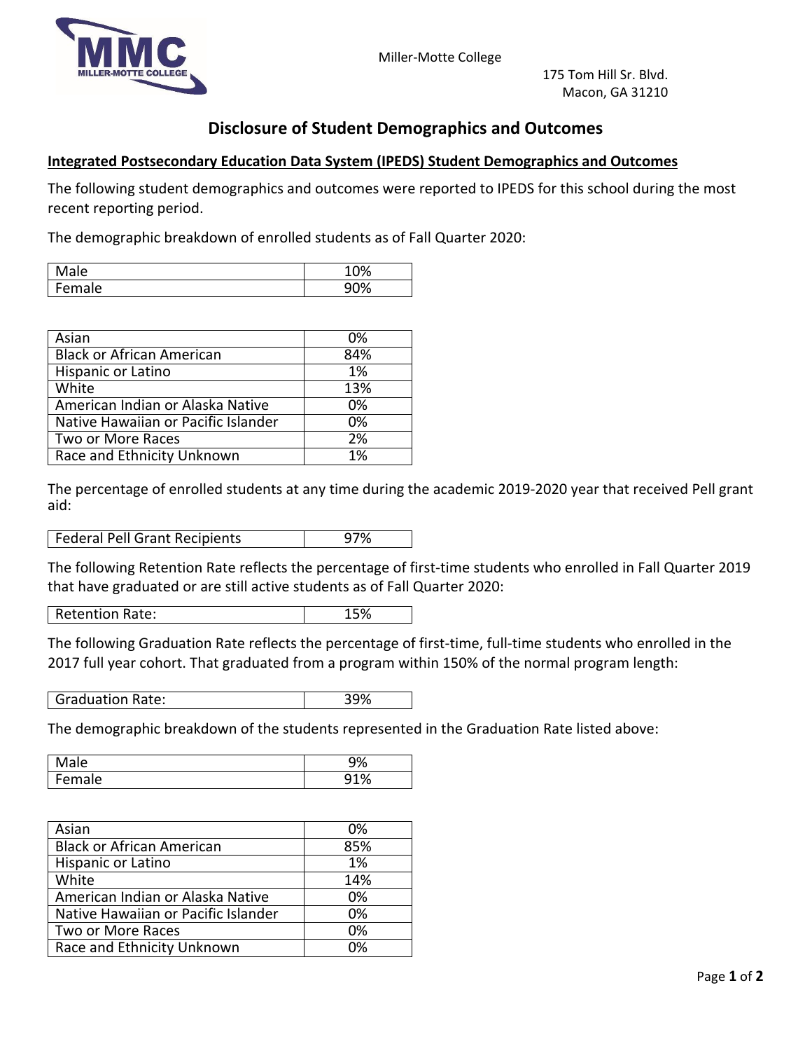Miller-Motte College

175 Tom Hill Sr. Blvd.
Macon, GA 31210

# Disclosure of Student Demographics and Outcomes

## Integrated Postsecondary Education Data System (IPEDS) Student Demographics and Outcomes

The following student demographics and outcomes were reported to IPEDS for this school during the most recent reporting period.

The demographic breakdown of enrolled students as of Fall Quarter 2020:

| | |
|---|---|
| Male | 10% |
| Female | 90% |

| | |
|---|---|
| Asian | 0% |
| Black or African American | 84% |
| Hispanic or Latino | 1% |
| White | 13% |
| American Indian or Alaska Native | 0% |
| Native Hawaiian or Pacific Islander | 0% |
| Two or More Races | 2% |
| Race and Ethnicity Unknown | 1% |

The percentage of enrolled students at any time during the academic 2019-2020 year that received Pell grant aid:

| | |
|---|---|
| Federal Pell Grant Recipients | 97% |

The following Retention Rate reflects the percentage of first-time students who enrolled in Fall Quarter 2019 that have graduated or are still active students as of Fall Quarter 2020:

| | |
|---|---|
| Retention Rate: | 15% |

The following Graduation Rate reflects the percentage of first-time, full-time students who enrolled in the 2017 full year cohort. That graduated from a program within 150% of the normal program length:

| | |
|---|---|
| Graduation Rate: | 39% |

The demographic breakdown of the students represented in the Graduation Rate listed above:

| | |
|---|---|
| Male | 9% |
| Female | 91% |

| | |
|---|---|
| Asian | 0% |
| Black or African American | 85% |
| Hispanic or Latino | 1% |
| White | 14% |
| American Indian or Alaska Native | 0% |
| Native Hawaiian or Pacific Islander | 0% |
| Two or More Races | 0% |
| Race and Ethnicity Unknown | 0% |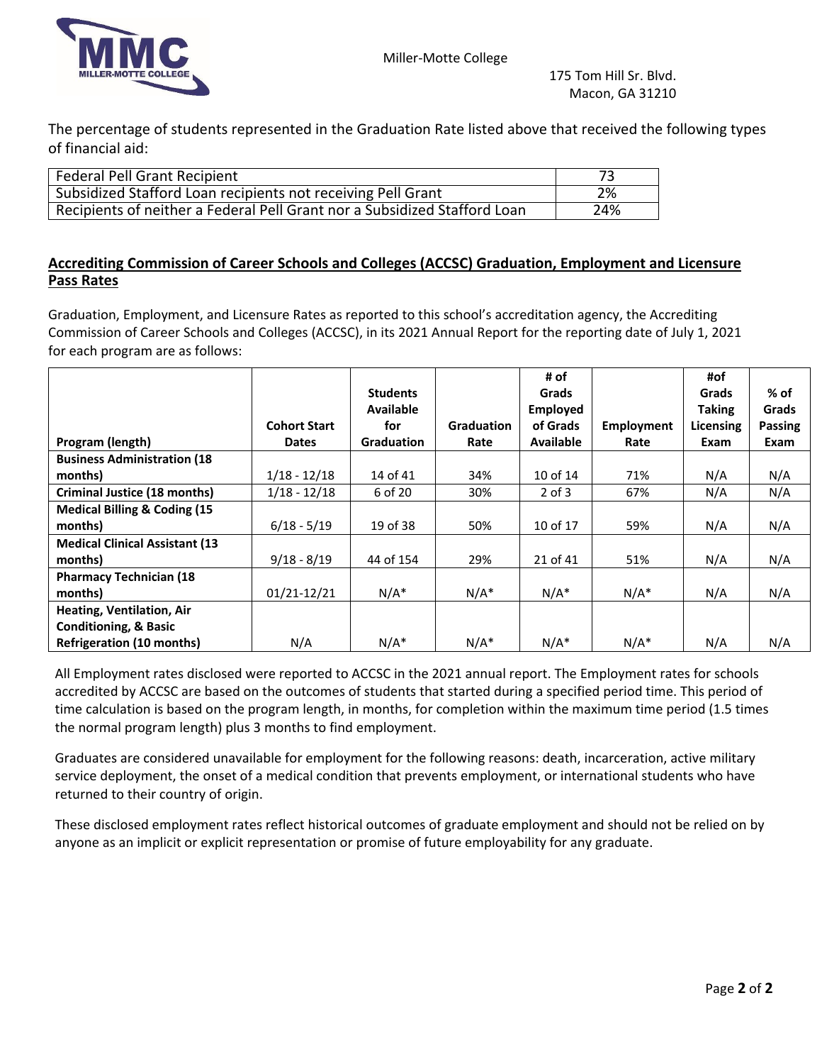Miller-Motte College

175 Tom Hill Sr. Blvd.
Macon, GA 31210

The percentage of students represented in the Graduation Rate listed above that received the following types of financial aid:

| | |
|---|---|
| Federal Pell Grant Recipient | 73 |
| Subsidized Stafford Loan recipients not receiving Pell Grant | 2% |
| Recipients of neither a Federal Pell Grant nor a Subsidized Stafford Loan | 24% |

## Accrediting Commission of Career Schools and Colleges (ACCSC) Graduation, Employment and Licensure Pass Rates

Graduation, Employment, and Licensure Rates as reported to this school's accreditation agency, the Accrediting Commission of Career Schools and Colleges (ACCSC), in its 2021 Annual Report for the reporting date of July 1, 2021 for each program are as follows:

| Program (length) | Cohort Start Dates | Students Available for Graduation | Graduation Rate | # of Grads Employed of Grads Available | Employment Rate | #of Grads Taking Licensing Exam | % of Grads Passing Exam |
|---|---|---|---|---|---|---|---|
| **Business Administration (18 months)** | 1/18 - 12/18 | 14 of 41 | 34% | 10 of 14 | 71% | N/A | N/A |
| **Criminal Justice (18 months)** | 1/18 - 12/18 | 6 of 20 | 30% | 2 of 3 | 67% | N/A | N/A |
| **Medical Billing & Coding (15 months)** | 6/18 - 5/19 | 19 of 38 | 50% | 10 of 17 | 59% | N/A | N/A |
| **Medical Clinical Assistant (13 months)** | 9/18 - 8/19 | 44 of 154 | 29% | 21 of 41 | 51% | N/A | N/A |
| **Pharmacy Technician (18 months)** | 01/21-12/21 | N/A* | N/A* | N/A* | N/A* | N/A | N/A |
| **Heating, Ventilation, Air Conditioning, & Basic Refrigeration (10 months)** | N/A | N/A* | N/A* | N/A* | N/A* | N/A | N/A |

All Employment rates disclosed were reported to ACCSC in the 2021 annual report. The Employment rates for schools accredited by ACCSC are based on the outcomes of students that started during a specified period time. This period of time calculation is based on the program length, in months, for completion within the maximum time period (1.5 times the normal program length) plus 3 months to find employment.

Graduates are considered unavailable for employment for the following reasons: death, incarceration, active military service deployment, the onset of a medical condition that prevents employment, or international students who have returned to their country of origin.

These disclosed employment rates reflect historical outcomes of graduate employment and should not be relied on by anyone as an implicit or explicit representation or promise of future employability for any graduate.